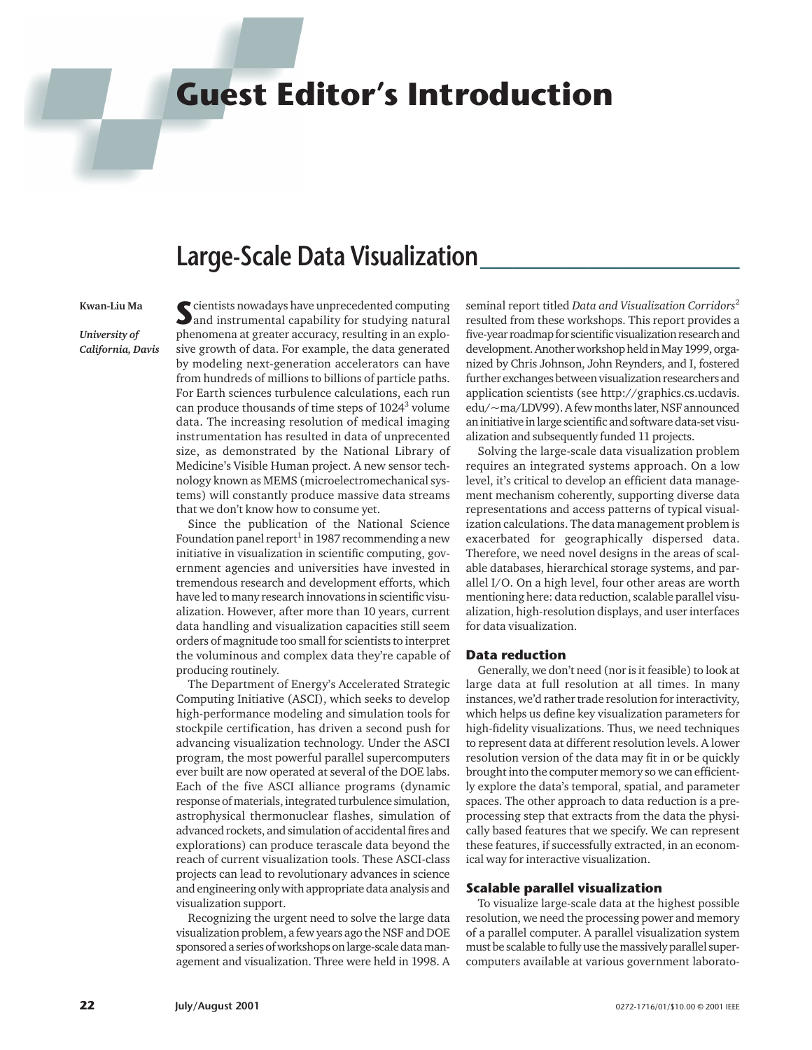# Guest Editor's Introduction

## Large-Scale Data Visualization

**Kwan-Liu Ma**

*University of California, Davis*

Scientists nowadays have unprecedented computing and instrumental capability for studying natural phenomena at greater accuracy, resulting in an explosive growth of data. For example, the data generated by modeling next-generation accelerators can have from hundreds of millions to billions of particle paths. For Earth sciences turbulence calculations, each run can produce thousands of time steps of $1024^3$ volume data. The increasing resolution of medical imaging instrumentation has resulted in data of unprecedented size, as demonstrated by the National Library of Medicine's Visible Human project. A new sensor technology known as MEMS (microelectromechanical systems) will constantly produce massive data streams that we don't know how to consume yet.

Since the publication of the National Science Foundation panel report[1] in 1987 recommending a new initiative in visualization in scientific computing, government agencies and universities have invested in tremendous research and development efforts, which have led to many research innovations in scientific visualization. However, after more than 10 years, current data handling and visualization capacities still seem orders of magnitude too small for scientists to interpret the voluminous and complex data they're capable of producing routinely.

The Department of Energy's Accelerated Strategic Computing Initiative (ASCI), which seeks to develop high-performance modeling and simulation tools for stockpile certification, has driven a second push for advancing visualization technology. Under the ASCI program, the most powerful parallel supercomputers ever built are now operated at several of the DOE labs. Each of the five ASCI alliance programs (dynamic response of materials, integrated turbulence simulation, astrophysical thermonuclear flashes, simulation of advanced rockets, and simulation of accidental fires and explorations) can produce terascale data beyond the reach of current visualization tools. These ASCI-class projects can lead to revolutionary advances in science and engineering only with appropriate data analysis and visualization support.

Recognizing the urgent need to solve the large data visualization problem, a few years ago the NSF and DOE sponsored a series of workshops on large-scale data management and visualization. Three were held in 1998. A seminal report titled *Data and Visualization Corridors*[2] resulted from these workshops. This report provides a five-year roadmap for scientific visualization research and development. Another workshop held in May 1999, organized by Chris Johnson, John Reynders, and I, fostered further exchanges between visualization researchers and application scientists (see http://graphics.cs.ucdavis.edu/~ma/LDV99). A few months later, NSF announced an initiative in large scientific and software data-set visualization and subsequently funded 11 projects.

Solving the large-scale data visualization problem requires an integrated systems approach. On a low level, it's critical to develop an efficient data management mechanism coherently, supporting diverse data representations and access patterns of typical visualization calculations. The data management problem is exacerbated for geographically dispersed data. Therefore, we need novel designs in the areas of scalable databases, hierarchical storage systems, and parallel I/O. On a high level, four other areas are worth mentioning here: data reduction, scalable parallel visualization, high-resolution displays, and user interfaces for data visualization.

### Data reduction

Generally, we don't need (nor is it feasible) to look at large data at full resolution at all times. In many instances, we'd rather trade resolution for interactivity, which helps us define key visualization parameters for high-fidelity visualizations. Thus, we need techniques to represent data at different resolution levels. A lower resolution version of the data may fit in or be quickly brought into the computer memory so we can efficiently explore the data's temporal, spatial, and parameter spaces. The other approach to data reduction is a preprocessing step that extracts from the data the physically based features that we specify. We can represent these features, if successfully extracted, in an economical way for interactive visualization.

### Scalable parallel visualization

To visualize large-scale data at the highest possible resolution, we need the processing power and memory of a parallel computer. A parallel visualization system must be scalable to fully use the massively parallel supercomputers available at various government laborato-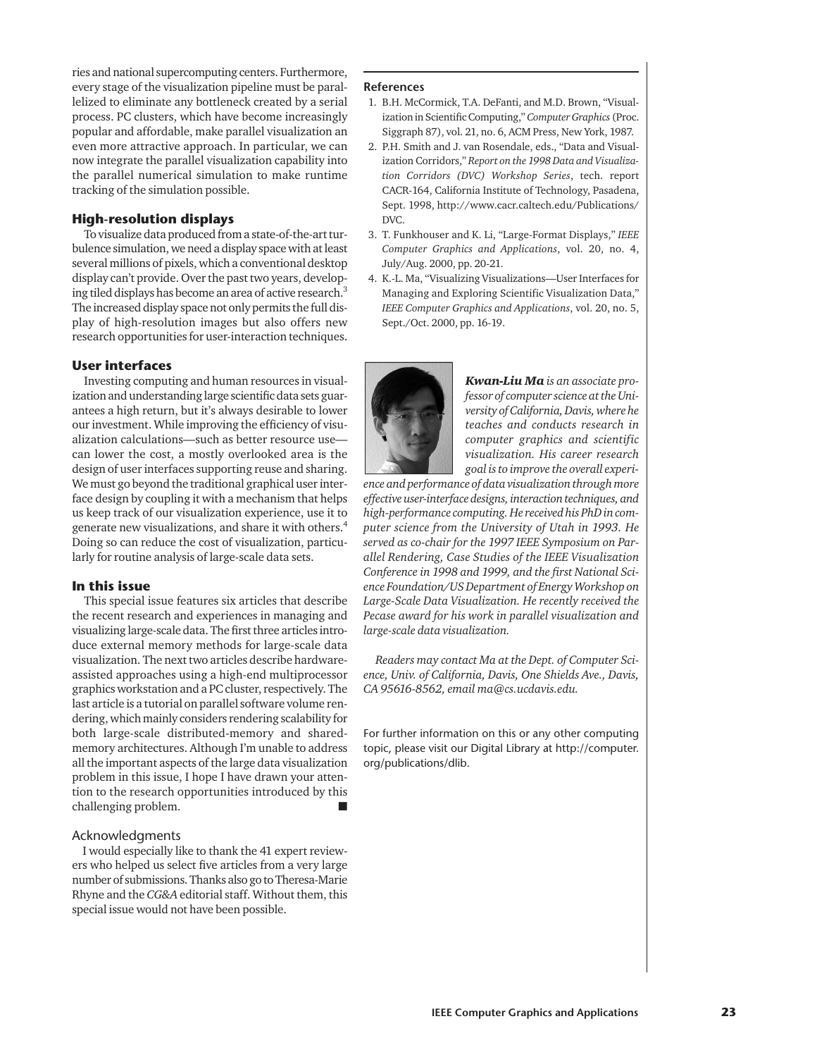ries and national supercomputing centers. Furthermore, every stage of the visualization pipeline must be parallelized to eliminate any bottleneck created by a serial process. PC clusters, which have become increasingly popular and affordable, make parallel visualization an even more attractive approach. In particular, we can now integrate the parallel visualization capability into the parallel numerical simulation to make runtime tracking of the simulation possible.

### High-resolution displays

To visualize data produced from a state-of-the-art turbulence simulation, we need a display space with at least several millions of pixels, which a conventional desktop display can't provide. Over the past two years, developing tiled displays has become an area of active research.[3] The increased display space not only permits the full display of high-resolution images but also offers new research opportunities for user-interaction techniques.

### User interfaces

Investing computing and human resources in visualization and understanding large scientific data sets guarantees a high return, but it's always desirable to lower our investment. While improving the efficiency of visualization calculations—such as better resource use—can lower the cost, a mostly overlooked area is the design of user interfaces supporting reuse and sharing. We must go beyond the traditional graphical user interface design by coupling it with a mechanism that helps us keep track of our visualization experience, use it to generate new visualizations, and share it with others.[4] Doing so can reduce the cost of visualization, particularly for routine analysis of large-scale data sets.

### In this issue

This special issue features six articles that describe the recent research and experiences in managing and visualizing large-scale data. The first three articles introduce external memory methods for large-scale data visualization. The next two articles describe hardware-assisted approaches using a high-end multiprocessor graphics workstation and a PC cluster, respectively. The last article is a tutorial on parallel software volume rendering, which mainly considers rendering scalability for both large-scale distributed-memory and shared-memory architectures. Although I'm unable to address all the important aspects of the large data visualization problem in this issue, I hope I have drawn your attention to the research opportunities introduced by this challenging problem. ■

### Acknowledgments

I would especially like to thank the 41 expert reviewers who helped us select five articles from a very large number of submissions. Thanks also go to Theresa-Marie Rhyne and the *CG&A* editorial staff. Without them, this special issue would not have been possible.

### References

1. B.H. McCormick, T.A. DeFanti, and M.D. Brown, "Visualization in Scientific Computing," *Computer Graphics* (Proc. Siggraph 87), vol. 21, no. 6, ACM Press, New York, 1987.
2. P.H. Smith and J. van Rosendale, eds., "Data and Visualization Corridors," *Report on the 1998 Data and Visualization Corridors (DVC) Workshop Series*, tech. report CACR-164, California Institute of Technology, Pasadena, Sept. 1998, http://www.cacr.caltech.edu/Publications/DVC.
3. T. Funkhouser and K. Li, "Large-Format Displays," *IEEE Computer Graphics and Applications*, vol. 20, no. 4, July/Aug. 2000, pp. 20-21.
4. K.-L. Ma, "Visualizing Visualizations—User Interfaces for Managing and Exploring Scientific Visualization Data," *IEEE Computer Graphics and Applications*, vol. 20, no. 5, Sept./Oct. 2000, pp. 16-19.

***Kwan-Liu Ma*** *is an associate professor of computer science at the University of California, Davis, where he teaches and conducts research in computer graphics and scientific visualization. His career research goal is to improve the overall experience and performance of data visualization through more effective user-interface designs, interaction techniques, and high-performance computing. He received his PhD in computer science from the University of Utah in 1993. He served as co-chair for the 1997 IEEE Symposium on Parallel Rendering, Case Studies of the IEEE Visualization Conference in 1998 and 1999, and the first National Science Foundation/US Department of Energy Workshop on Large-Scale Data Visualization. He recently received the Pecase award for his work in parallel visualization and large-scale data visualization.*

*Readers may contact Ma at the Dept. of Computer Science, Univ. of California, Davis, One Shields Ave., Davis, CA 95616-8562, email ma@cs.ucdavis.edu.*

For further information on this or any other computing topic, please visit our Digital Library at http://computer.org/publications/dlib.